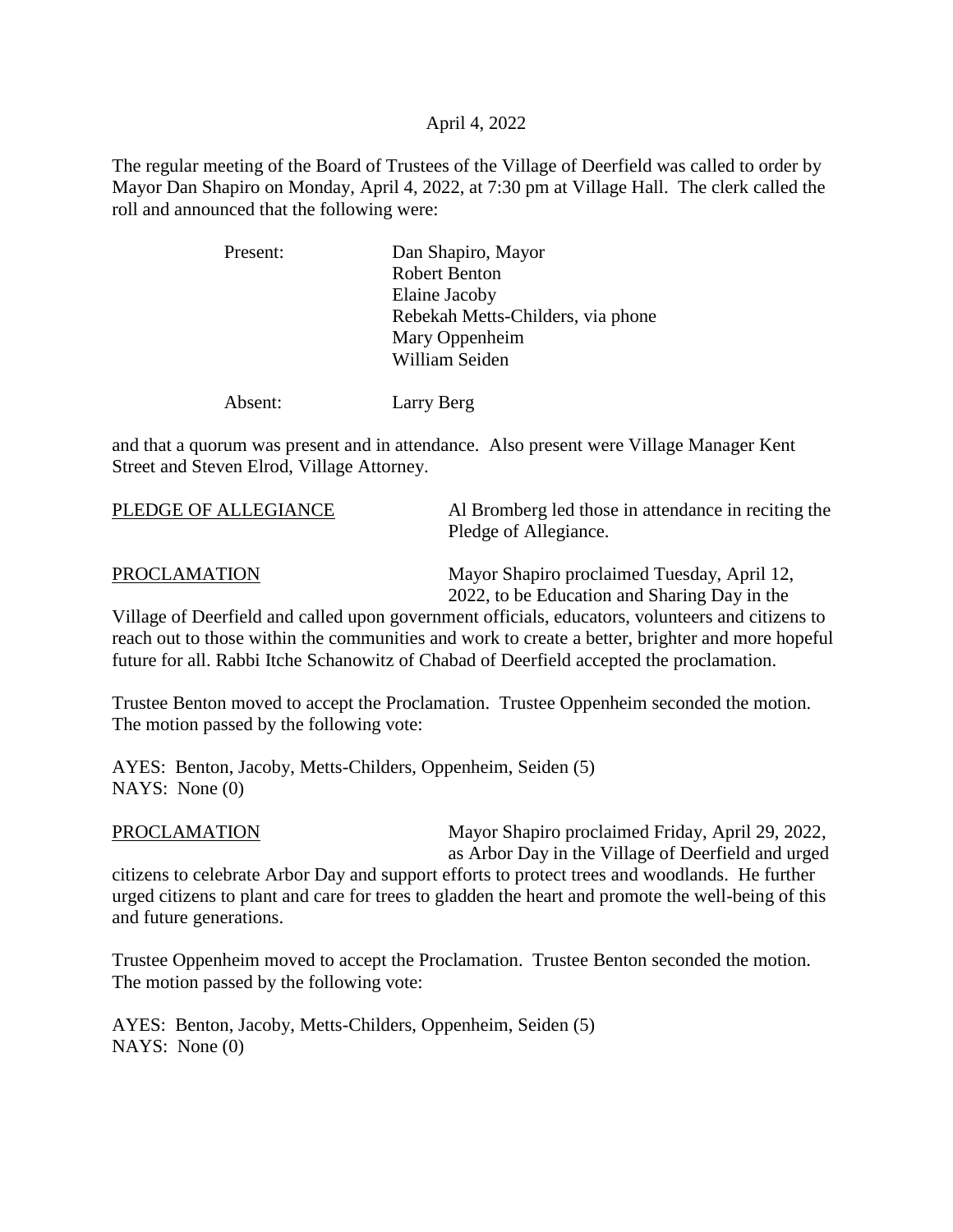April 4, 2022

The regular meeting of the Board of Trustees of the Village of Deerfield was called to order by Mayor Dan Shapiro on Monday, April 4, 2022, at 7:30 pm at Village Hall. The clerk called the roll and announced that the following were:

Present: Dan Shapiro, Mayor
Robert Benton
Elaine Jacoby
Rebekah Metts-Childers, via phone
Mary Oppenheim
William Seiden

Absent: Larry Berg

and that a quorum was present and in attendance. Also present were Village Manager Kent Street and Steven Elrod, Village Attorney.

PLEDGE OF ALLEGIANCE Al Bromberg led those in attendance in reciting the Pledge of Allegiance.

PROCLAMATION Mayor Shapiro proclaimed Tuesday, April 12, 2022, to be Education and Sharing Day in the Village of Deerfield and called upon government officials, educators, volunteers and citizens to reach out to those within the communities and work to create a better, brighter and more hopeful future for all. Rabbi Itche Schanowitz of Chabad of Deerfield accepted the proclamation.

Trustee Benton moved to accept the Proclamation. Trustee Oppenheim seconded the motion. The motion passed by the following vote:

AYES: Benton, Jacoby, Metts-Childers, Oppenheim, Seiden (5)
NAYS: None (0)

PROCLAMATION Mayor Shapiro proclaimed Friday, April 29, 2022, as Arbor Day in the Village of Deerfield and urged citizens to celebrate Arbor Day and support efforts to protect trees and woodlands. He further urged citizens to plant and care for trees to gladden the heart and promote the well-being of this and future generations.

Trustee Oppenheim moved to accept the Proclamation. Trustee Benton seconded the motion. The motion passed by the following vote:

AYES: Benton, Jacoby, Metts-Childers, Oppenheim, Seiden (5)
NAYS: None (0)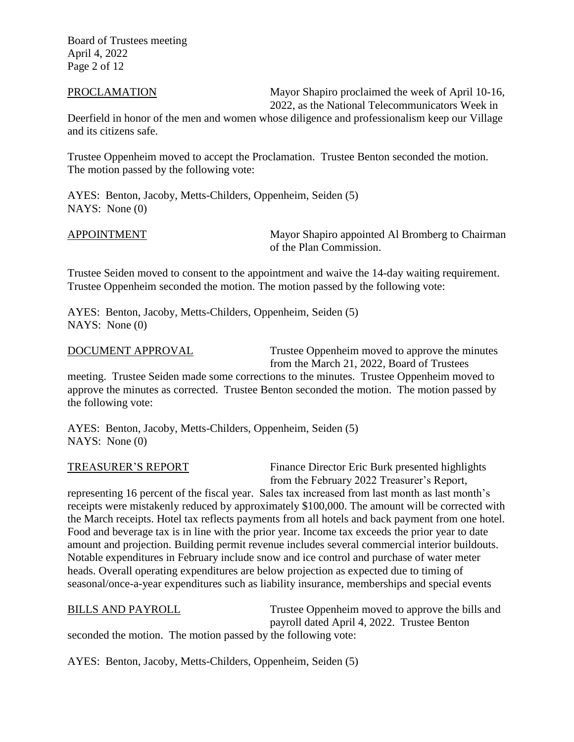PROCLAMATION Mayor Shapiro proclaimed the week of April 10-16, 2022, as the National Telecommunicators Week in Deerfield in honor of the men and women whose diligence and professionalism keep our Village and its citizens safe.

Trustee Oppenheim moved to accept the Proclamation. Trustee Benton seconded the motion. The motion passed by the following vote:

AYES: Benton, Jacoby, Metts-Childers, Oppenheim, Seiden (5)
NAYS: None (0)

APPOINTMENT Mayor Shapiro appointed Al Bromberg to Chairman of the Plan Commission.

Trustee Seiden moved to consent to the appointment and waive the 14-day waiting requirement. Trustee Oppenheim seconded the motion. The motion passed by the following vote:

AYES: Benton, Jacoby, Metts-Childers, Oppenheim, Seiden (5)
NAYS: None (0)

DOCUMENT APPROVAL Trustee Oppenheim moved to approve the minutes from the March 21, 2022, Board of Trustees meeting. Trustee Seiden made some corrections to the minutes. Trustee Oppenheim moved to approve the minutes as corrected. Trustee Benton seconded the motion. The motion passed by the following vote:

AYES: Benton, Jacoby, Metts-Childers, Oppenheim, Seiden (5)
NAYS: None (0)

TREASURER'S REPORT Finance Director Eric Burk presented highlights from the February 2022 Treasurer's Report, representing 16 percent of the fiscal year. Sales tax increased from last month as last month's receipts were mistakenly reduced by approximately $100,000. The amount will be corrected with the March receipts. Hotel tax reflects payments from all hotels and back payment from one hotel. Food and beverage tax is in line with the prior year. Income tax exceeds the prior year to date amount and projection. Building permit revenue includes several commercial interior buildouts. Notable expenditures in February include snow and ice control and purchase of water meter heads. Overall operating expenditures are below projection as expected due to timing of seasonal/once-a-year expenditures such as liability insurance, memberships and special events

BILLS AND PAYROLL Trustee Oppenheim moved to approve the bills and payroll dated April 4, 2022. Trustee Benton seconded the motion. The motion passed by the following vote:

AYES: Benton, Jacoby, Metts-Childers, Oppenheim, Seiden (5)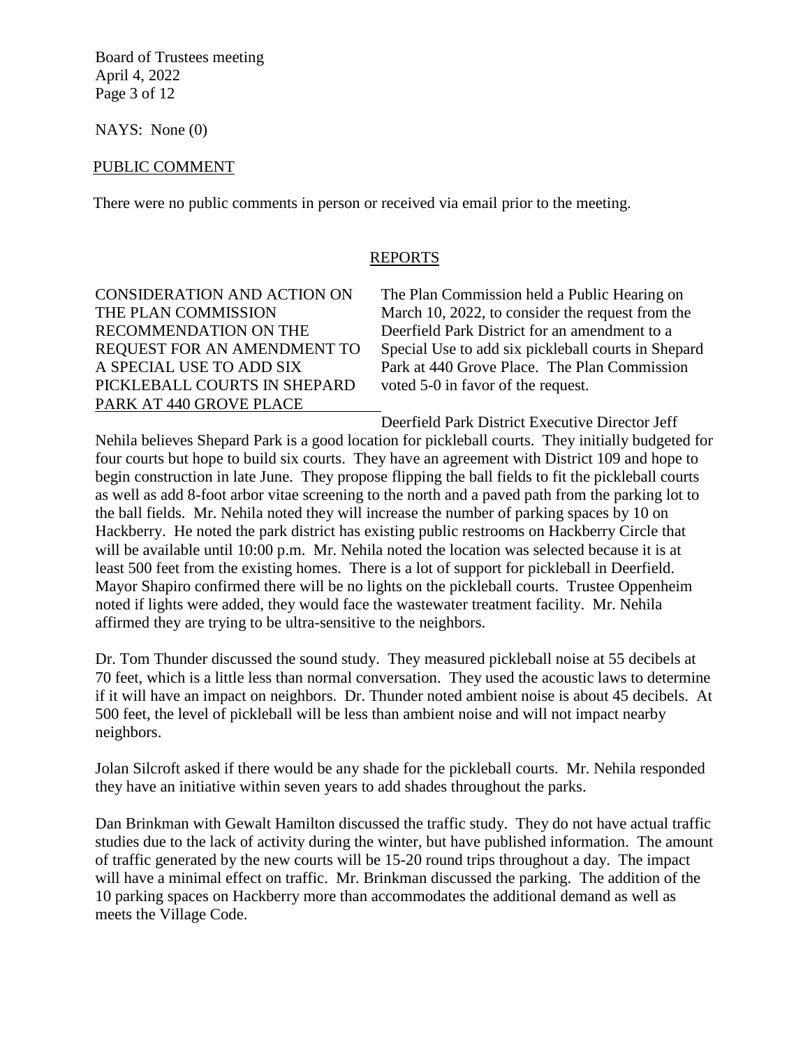NAYS: None (0)

PUBLIC COMMENT

There were no public comments in person or received via email prior to the meeting.

## REPORTS

**CONSIDERATION AND ACTION ON THE PLAN COMMISSION RECOMMENDATION ON THE REQUEST FOR AN AMENDMENT TO A SPECIAL USE TO ADD SIX PICKLEBALL COURTS IN SHEPARD PARK AT 440 GROVE PLACE**

The Plan Commission held a Public Hearing on March 10, 2022, to consider the request from the Deerfield Park District for an amendment to a Special Use to add six pickleball courts in Shepard Park at 440 Grove Place. The Plan Commission voted 5-0 in favor of the request.

Deerfield Park District Executive Director Jeff Nehila believes Shepard Park is a good location for pickleball courts. They initially budgeted for four courts but hope to build six courts. They have an agreement with District 109 and hope to begin construction in late June. They propose flipping the ball fields to fit the pickleball courts as well as add 8-foot arbor vitae screening to the north and a paved path from the parking lot to the ball fields. Mr. Nehila noted they will increase the number of parking spaces by 10 on Hackberry. He noted the park district has existing public restrooms on Hackberry Circle that will be available until 10:00 p.m. Mr. Nehila noted the location was selected because it is at least 500 feet from the existing homes. There is a lot of support for pickleball in Deerfield. Mayor Shapiro confirmed there will be no lights on the pickleball courts. Trustee Oppenheim noted if lights were added, they would face the wastewater treatment facility. Mr. Nehila affirmed they are trying to be ultra-sensitive to the neighbors.

Dr. Tom Thunder discussed the sound study. They measured pickleball noise at 55 decibels at 70 feet, which is a little less than normal conversation. They used the acoustic laws to determine if it will have an impact on neighbors. Dr. Thunder noted ambient noise is about 45 decibels. At 500 feet, the level of pickleball will be less than ambient noise and will not impact nearby neighbors.

Jolan Silcroft asked if there would be any shade for the pickleball courts. Mr. Nehila responded they have an initiative within seven years to add shades throughout the parks.

Dan Brinkman with Gewalt Hamilton discussed the traffic study. They do not have actual traffic studies due to the lack of activity during the winter, but have published information. The amount of traffic generated by the new courts will be 15-20 round trips throughout a day. The impact will have a minimal effect on traffic. Mr. Brinkman discussed the parking. The addition of the 10 parking spaces on Hackberry more than accommodates the additional demand as well as meets the Village Code.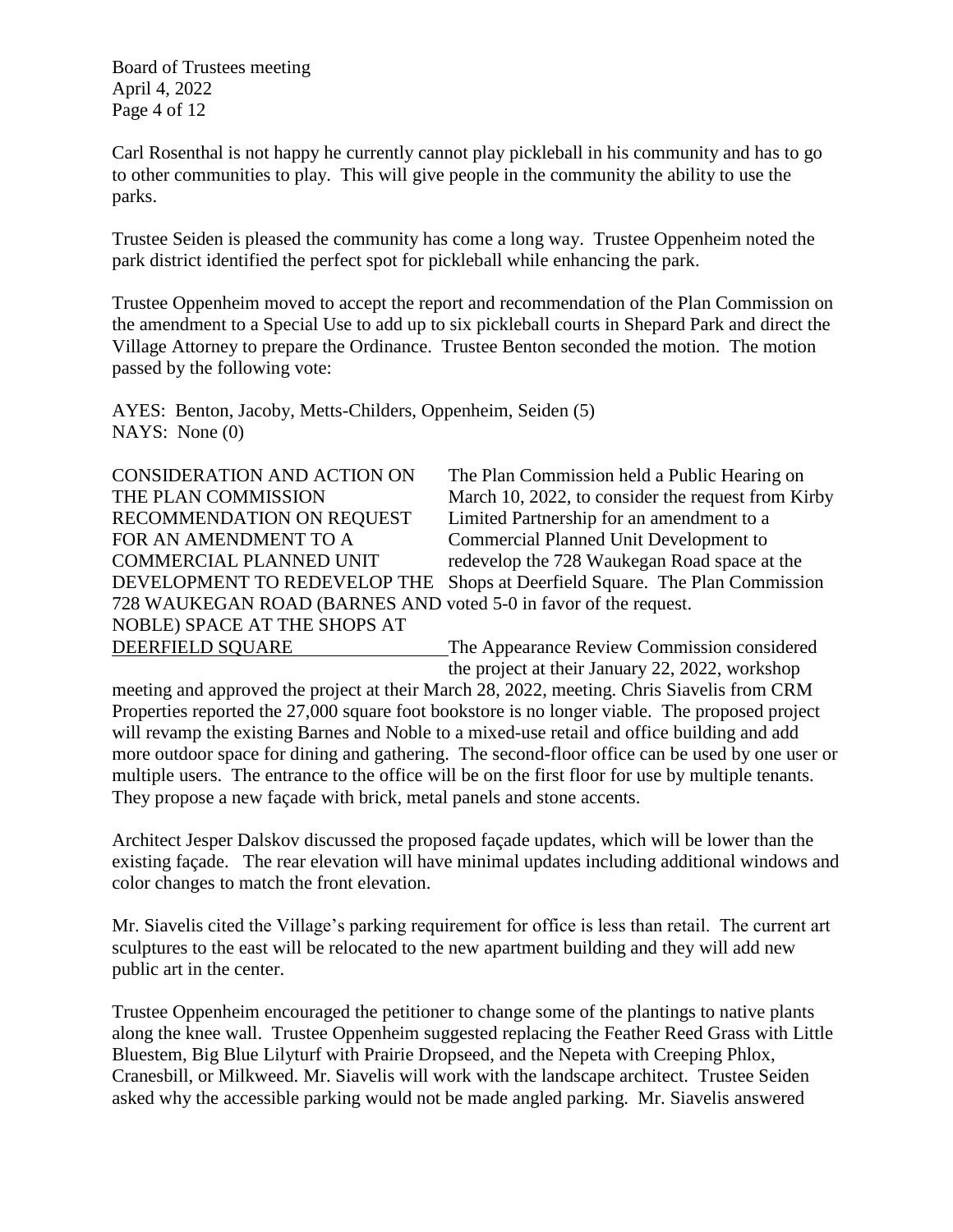Carl Rosenthal is not happy he currently cannot play pickleball in his community and has to go to other communities to play. This will give people in the community the ability to use the parks.

Trustee Seiden is pleased the community has come a long way. Trustee Oppenheim noted the park district identified the perfect spot for pickleball while enhancing the park.

Trustee Oppenheim moved to accept the report and recommendation of the Plan Commission on the amendment to a Special Use to add up to six pickleball courts in Shepard Park and direct the Village Attorney to prepare the Ordinance. Trustee Benton seconded the motion. The motion passed by the following vote:

AYES: Benton, Jacoby, Metts-Childers, Oppenheim, Seiden (5)
NAYS: None (0)

<u>CONSIDERATION AND ACTION ON THE PLAN COMMISSION RECOMMENDATION ON REQUEST FOR AN AMENDMENT TO A COMMERCIAL PLANNED UNIT DEVELOPMENT TO REDEVELOP THE 728 WAUKEGAN ROAD (BARNES AND NOBLE) SPACE AT THE SHOPS AT DEERFIELD SQUARE</u>

The Plan Commission held a Public Hearing on March 10, 2022, to consider the request from Kirby Limited Partnership for an amendment to a Commercial Planned Unit Development to redevelop the 728 Waukegan Road space at the Shops at Deerfield Square. The Plan Commission voted 5-0 in favor of the request.

The Appearance Review Commission considered the project at their January 22, 2022, workshop meeting and approved the project at their March 28, 2022, meeting. Chris Siavelis from CRM Properties reported the 27,000 square foot bookstore is no longer viable. The proposed project will revamp the existing Barnes and Noble to a mixed-use retail and office building and add more outdoor space for dining and gathering. The second-floor office can be used by one user or multiple users. The entrance to the office will be on the first floor for use by multiple tenants. They propose a new façade with brick, metal panels and stone accents.

Architect Jesper Dalskov discussed the proposed façade updates, which will be lower than the existing façade. The rear elevation will have minimal updates including additional windows and color changes to match the front elevation.

Mr. Siavelis cited the Village's parking requirement for office is less than retail. The current art sculptures to the east will be relocated to the new apartment building and they will add new public art in the center.

Trustee Oppenheim encouraged the petitioner to change some of the plantings to native plants along the knee wall. Trustee Oppenheim suggested replacing the Feather Reed Grass with Little Bluestem, Big Blue Lilyturf with Prairie Dropseed, and the Nepeta with Creeping Phlox, Cranesbill, or Milkweed. Mr. Siavelis will work with the landscape architect. Trustee Seiden asked why the accessible parking would not be made angled parking. Mr. Siavelis answered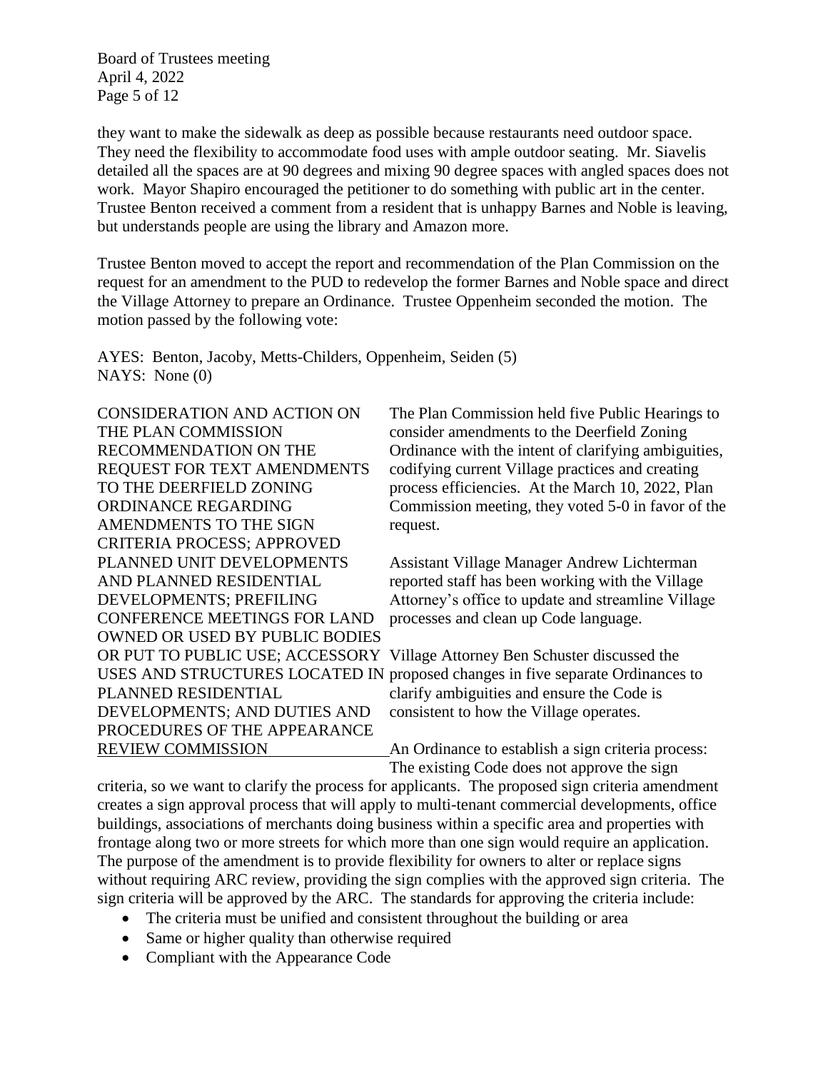they want to make the sidewalk as deep as possible because restaurants need outdoor space. They need the flexibility to accommodate food uses with ample outdoor seating. Mr. Siavelis detailed all the spaces are at 90 degrees and mixing 90 degree spaces with angled spaces does not work. Mayor Shapiro encouraged the petitioner to do something with public art in the center. Trustee Benton received a comment from a resident that is unhappy Barnes and Noble is leaving, but understands people are using the library and Amazon more.

Trustee Benton moved to accept the report and recommendation of the Plan Commission on the request for an amendment to the PUD to redevelop the former Barnes and Noble space and direct the Village Attorney to prepare an Ordinance. Trustee Oppenheim seconded the motion. The motion passed by the following vote:

AYES: Benton, Jacoby, Metts-Childers, Oppenheim, Seiden (5)
NAYS: None (0)

CONSIDERATION AND ACTION ON THE PLAN COMMISSION RECOMMENDATION ON THE REQUEST FOR TEXT AMENDMENTS TO THE DEERFIELD ZONING ORDINANCE REGARDING AMENDMENTS TO THE SIGN CRITERIA PROCESS; APPROVED PLANNED UNIT DEVELOPMENTS AND PLANNED RESIDENTIAL DEVELOPMENTS; PREFILING CONFERENCE MEETINGS FOR LAND OWNED OR USED BY PUBLIC BODIES OR PUT TO PUBLIC USE; ACCESSORY USES AND STRUCTURES LOCATED IN PLANNED RESIDENTIAL DEVELOPMENTS; AND DUTIES AND PROCEDURES OF THE APPEARANCE REVIEW COMMISSION

The Plan Commission held five Public Hearings to consider amendments to the Deerfield Zoning Ordinance with the intent of clarifying ambiguities, codifying current Village practices and creating process efficiencies. At the March 10, 2022, Plan Commission meeting, they voted 5-0 in favor of the request.

Assistant Village Manager Andrew Lichterman reported staff has been working with the Village Attorney's office to update and streamline Village processes and clean up Code language.

Village Attorney Ben Schuster discussed the proposed changes in five separate Ordinances to clarify ambiguities and ensure the Code is consistent to how the Village operates.

An Ordinance to establish a sign criteria process: The existing Code does not approve the sign criteria, so we want to clarify the process for applicants. The proposed sign criteria amendment creates a sign approval process that will apply to multi-tenant commercial developments, office buildings, associations of merchants doing business within a specific area and properties with frontage along two or more streets for which more than one sign would require an application. The purpose of the amendment is to provide flexibility for owners to alter or replace signs without requiring ARC review, providing the sign complies with the approved sign criteria. The sign criteria will be approved by the ARC. The standards for approving the criteria include:

- The criteria must be unified and consistent throughout the building or area
- Same or higher quality than otherwise required
- Compliant with the Appearance Code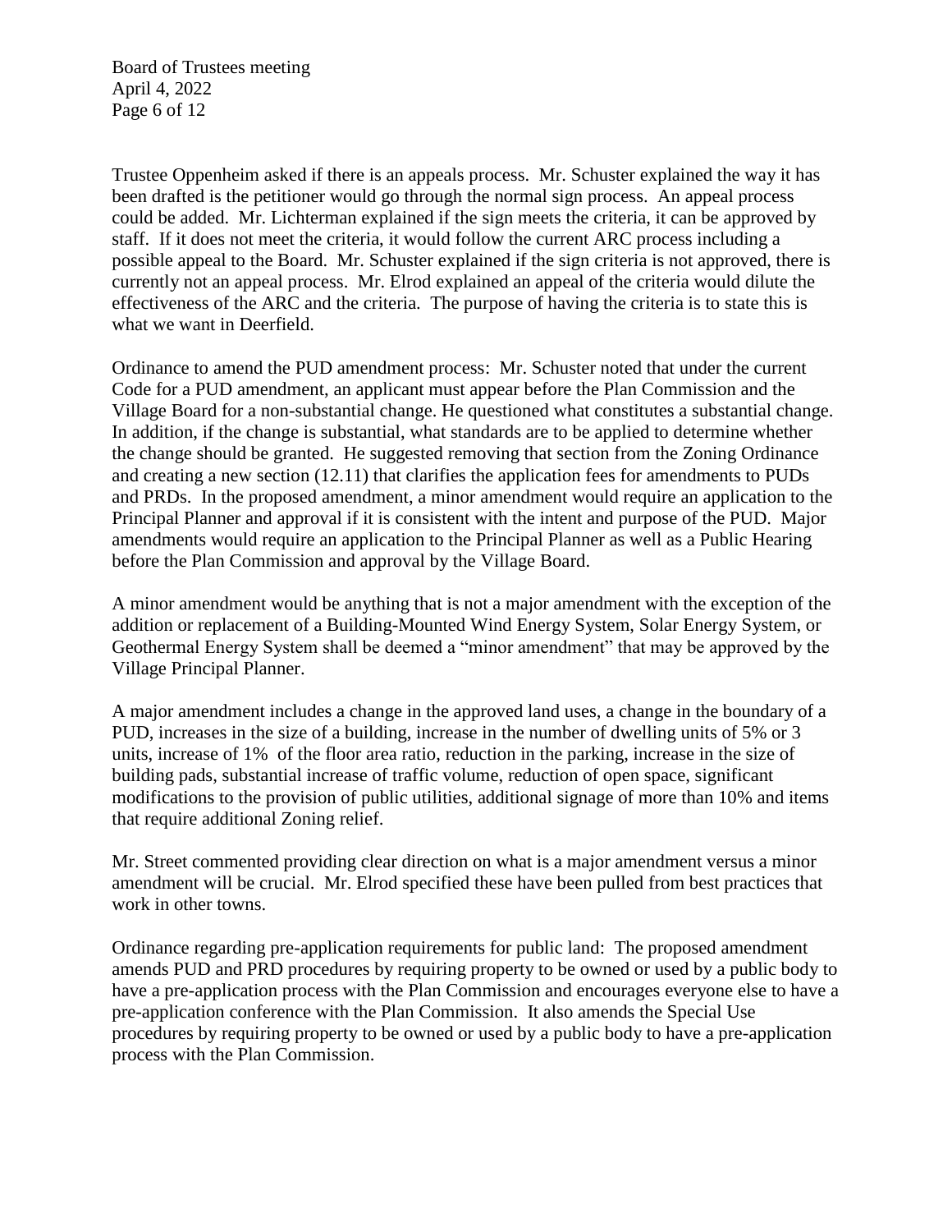Trustee Oppenheim asked if there is an appeals process. Mr. Schuster explained the way it has been drafted is the petitioner would go through the normal sign process. An appeal process could be added. Mr. Lichterman explained if the sign meets the criteria, it can be approved by staff. If it does not meet the criteria, it would follow the current ARC process including a possible appeal to the Board. Mr. Schuster explained if the sign criteria is not approved, there is currently not an appeal process. Mr. Elrod explained an appeal of the criteria would dilute the effectiveness of the ARC and the criteria. The purpose of having the criteria is to state this is what we want in Deerfield.

Ordinance to amend the PUD amendment process: Mr. Schuster noted that under the current Code for a PUD amendment, an applicant must appear before the Plan Commission and the Village Board for a non-substantial change. He questioned what constitutes a substantial change. In addition, if the change is substantial, what standards are to be applied to determine whether the change should be granted. He suggested removing that section from the Zoning Ordinance and creating a new section (12.11) that clarifies the application fees for amendments to PUDs and PRDs. In the proposed amendment, a minor amendment would require an application to the Principal Planner and approval if it is consistent with the intent and purpose of the PUD. Major amendments would require an application to the Principal Planner as well as a Public Hearing before the Plan Commission and approval by the Village Board.

A minor amendment would be anything that is not a major amendment with the exception of the addition or replacement of a Building-Mounted Wind Energy System, Solar Energy System, or Geothermal Energy System shall be deemed a "minor amendment" that may be approved by the Village Principal Planner.

A major amendment includes a change in the approved land uses, a change in the boundary of a PUD, increases in the size of a building, increase in the number of dwelling units of 5% or 3 units, increase of 1% of the floor area ratio, reduction in the parking, increase in the size of building pads, substantial increase of traffic volume, reduction of open space, significant modifications to the provision of public utilities, additional signage of more than 10% and items that require additional Zoning relief.

Mr. Street commented providing clear direction on what is a major amendment versus a minor amendment will be crucial. Mr. Elrod specified these have been pulled from best practices that work in other towns.

Ordinance regarding pre-application requirements for public land: The proposed amendment amends PUD and PRD procedures by requiring property to be owned or used by a public body to have a pre-application process with the Plan Commission and encourages everyone else to have a pre-application conference with the Plan Commission. It also amends the Special Use procedures by requiring property to be owned or used by a public body to have a pre-application process with the Plan Commission.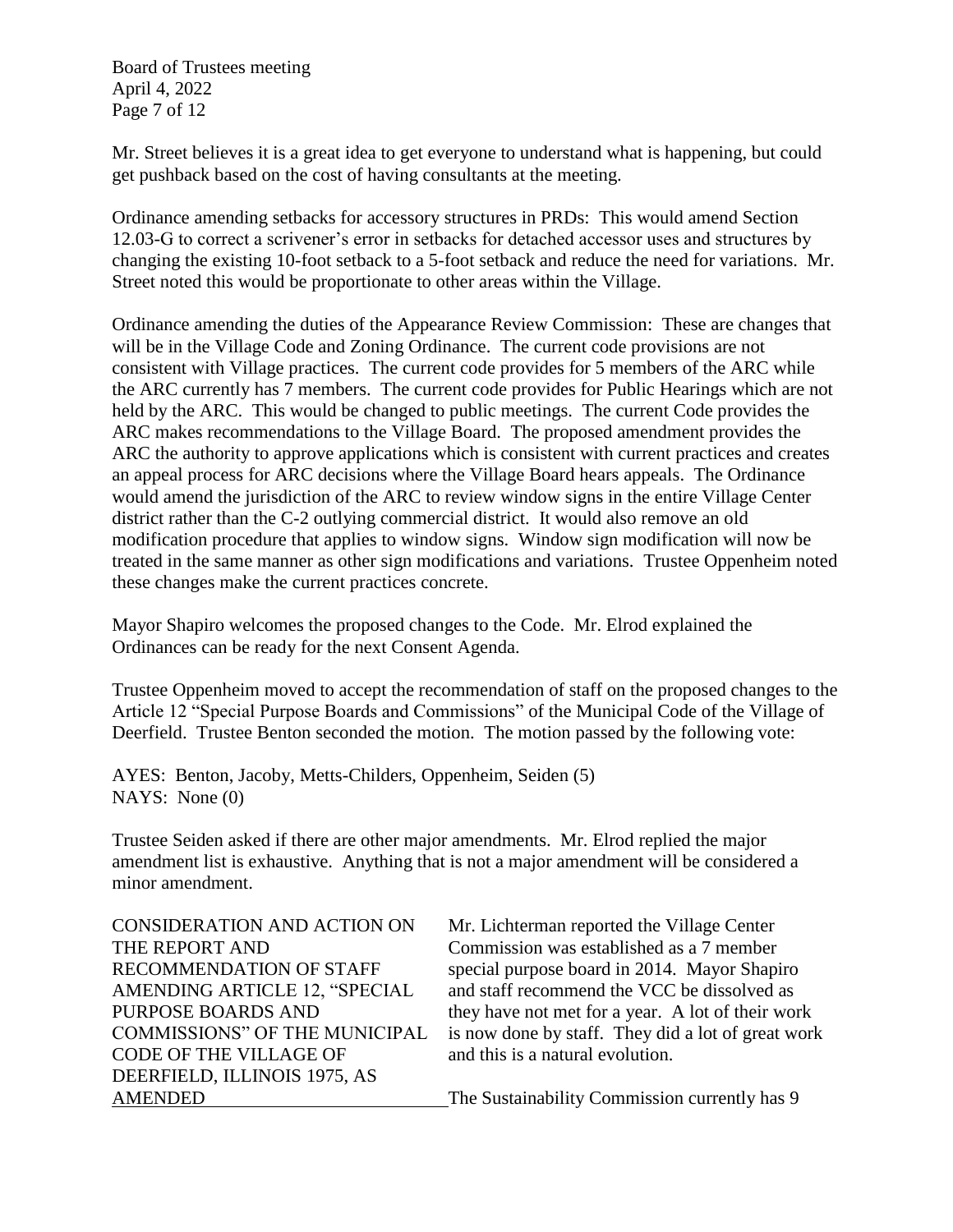Mr. Street believes it is a great idea to get everyone to understand what is happening, but could get pushback based on the cost of having consultants at the meeting.

Ordinance amending setbacks for accessory structures in PRDs: This would amend Section 12.03-G to correct a scrivener's error in setbacks for detached accessor uses and structures by changing the existing 10-foot setback to a 5-foot setback and reduce the need for variations. Mr. Street noted this would be proportionate to other areas within the Village.

Ordinance amending the duties of the Appearance Review Commission: These are changes that will be in the Village Code and Zoning Ordinance. The current code provisions are not consistent with Village practices. The current code provides for 5 members of the ARC while the ARC currently has 7 members. The current code provides for Public Hearings which are not held by the ARC. This would be changed to public meetings. The current Code provides the ARC makes recommendations to the Village Board. The proposed amendment provides the ARC the authority to approve applications which is consistent with current practices and creates an appeal process for ARC decisions where the Village Board hears appeals. The Ordinance would amend the jurisdiction of the ARC to review window signs in the entire Village Center district rather than the C-2 outlying commercial district. It would also remove an old modification procedure that applies to window signs. Window sign modification will now be treated in the same manner as other sign modifications and variations. Trustee Oppenheim noted these changes make the current practices concrete.

Mayor Shapiro welcomes the proposed changes to the Code. Mr. Elrod explained the Ordinances can be ready for the next Consent Agenda.

Trustee Oppenheim moved to accept the recommendation of staff on the proposed changes to the Article 12 "Special Purpose Boards and Commissions" of the Municipal Code of the Village of Deerfield. Trustee Benton seconded the motion. The motion passed by the following vote:

AYES: Benton, Jacoby, Metts-Childers, Oppenheim, Seiden (5)
NAYS: None (0)

Trustee Seiden asked if there are other major amendments. Mr. Elrod replied the major amendment list is exhaustive. Anything that is not a major amendment will be considered a minor amendment.

CONSIDERATION AND ACTION ON THE REPORT AND RECOMMENDATION OF STAFF AMENDING ARTICLE 12, "SPECIAL PURPOSE BOARDS AND COMMISSIONS" OF THE MUNICIPAL CODE OF THE VILLAGE OF DEERFIELD, ILLINOIS 1975, AS AMENDED

Mr. Lichterman reported the Village Center Commission was established as a 7 member special purpose board in 2014. Mayor Shapiro and staff recommend the VCC be dissolved as they have not met for a year. A lot of their work is now done by staff. They did a lot of great work and this is a natural evolution.

The Sustainability Commission currently has 9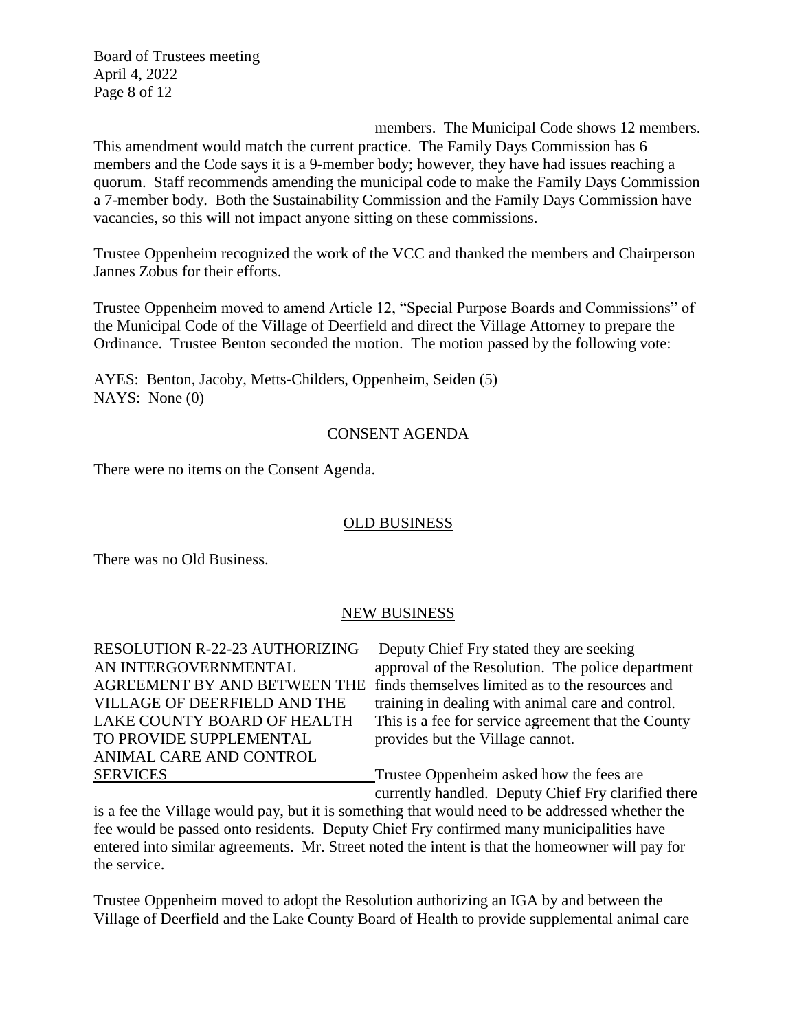members. The Municipal Code shows 12 members. This amendment would match the current practice. The Family Days Commission has 6 members and the Code says it is a 9-member body; however, they have had issues reaching a quorum. Staff recommends amending the municipal code to make the Family Days Commission a 7-member body. Both the Sustainability Commission and the Family Days Commission have vacancies, so this will not impact anyone sitting on these commissions.

Trustee Oppenheim recognized the work of the VCC and thanked the members and Chairperson Jannes Zobus for their efforts.

Trustee Oppenheim moved to amend Article 12, "Special Purpose Boards and Commissions" of the Municipal Code of the Village of Deerfield and direct the Village Attorney to prepare the Ordinance. Trustee Benton seconded the motion. The motion passed by the following vote:

AYES: Benton, Jacoby, Metts-Childers, Oppenheim, Seiden (5)
NAYS: None (0)

## CONSENT AGENDA

There were no items on the Consent Agenda.

## OLD BUSINESS

There was no Old Business.

## NEW BUSINESS

**RESOLUTION R-22-23 AUTHORIZING AN INTERGOVERNMENTAL AGREEMENT BY AND BETWEEN THE VILLAGE OF DEERFIELD AND THE LAKE COUNTY BOARD OF HEALTH TO PROVIDE SUPPLEMENTAL ANIMAL CARE AND CONTROL SERVICES**

Deputy Chief Fry stated they are seeking approval of the Resolution. The police department finds themselves limited as to the resources and training in dealing with animal care and control. This is a fee for service agreement that the County provides but the Village cannot.

Trustee Oppenheim asked how the fees are currently handled. Deputy Chief Fry clarified there is a fee the Village would pay, but it is something that would need to be addressed whether the fee would be passed onto residents. Deputy Chief Fry confirmed many municipalities have entered into similar agreements. Mr. Street noted the intent is that the homeowner will pay for the service.

Trustee Oppenheim moved to adopt the Resolution authorizing an IGA by and between the Village of Deerfield and the Lake County Board of Health to provide supplemental animal care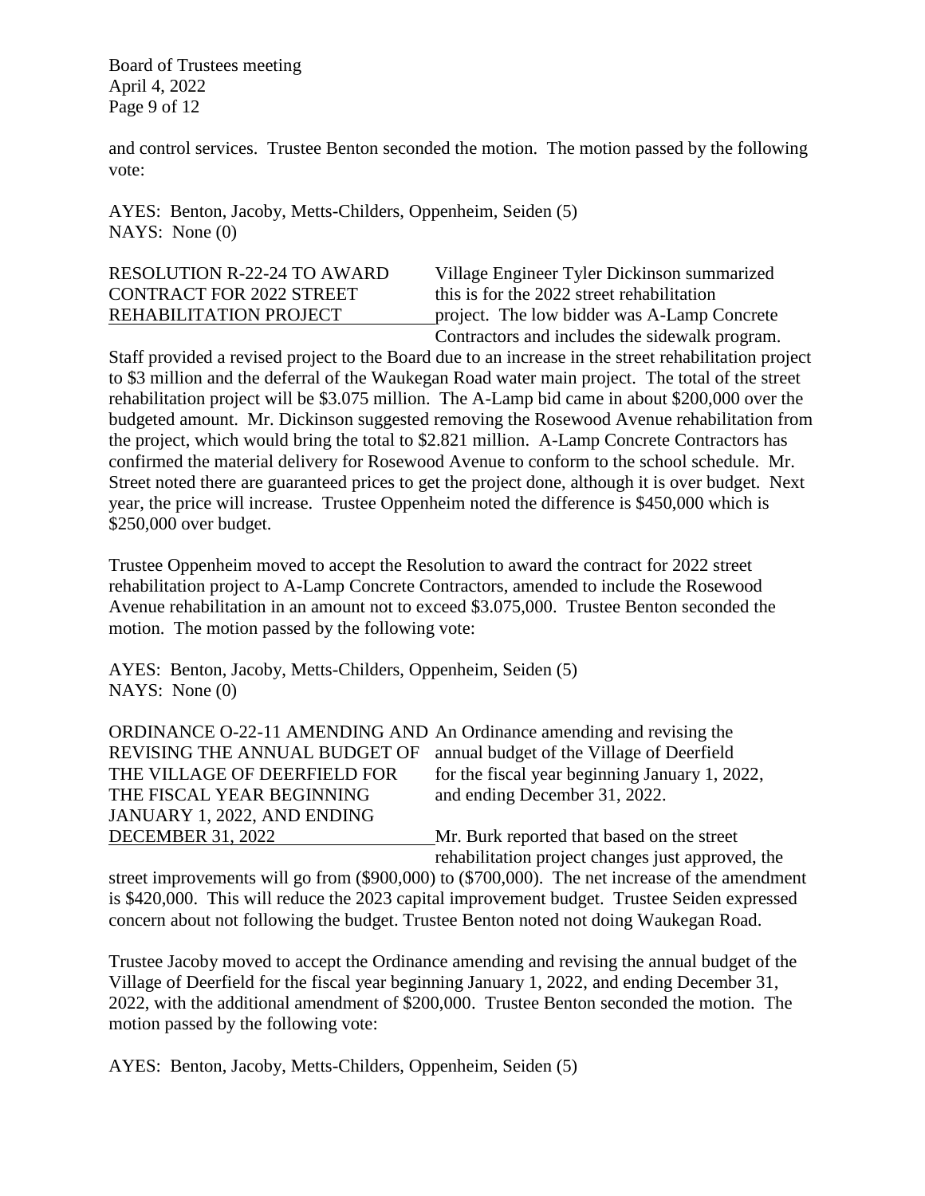and control services. Trustee Benton seconded the motion. The motion passed by the following vote:

AYES: Benton, Jacoby, Metts-Childers, Oppenheim, Seiden (5)
NAYS: None (0)

RESOLUTION R-22-24 TO AWARD CONTRACT FOR 2022 STREET REHABILITATION PROJECT

Village Engineer Tyler Dickinson summarized this is for the 2022 street rehabilitation project. The low bidder was A-Lamp Concrete Contractors and includes the sidewalk program. Staff provided a revised project to the Board due to an increase in the street rehabilitation project to $3 million and the deferral of the Waukegan Road water main project. The total of the street rehabilitation project will be $3.075 million. The A-Lamp bid came in about $200,000 over the budgeted amount. Mr. Dickinson suggested removing the Rosewood Avenue rehabilitation from the project, which would bring the total to $2.821 million. A-Lamp Concrete Contractors has confirmed the material delivery for Rosewood Avenue to conform to the school schedule. Mr. Street noted there are guaranteed prices to get the project done, although it is over budget. Next year, the price will increase. Trustee Oppenheim noted the difference is $450,000 which is $250,000 over budget.

Trustee Oppenheim moved to accept the Resolution to award the contract for 2022 street rehabilitation project to A-Lamp Concrete Contractors, amended to include the Rosewood Avenue rehabilitation in an amount not to exceed $3.075,000. Trustee Benton seconded the motion. The motion passed by the following vote:

AYES: Benton, Jacoby, Metts-Childers, Oppenheim, Seiden (5)
NAYS: None (0)

ORDINANCE O-22-11 AMENDING AND REVISING THE ANNUAL BUDGET OF THE VILLAGE OF DEERFIELD FOR THE FISCAL YEAR BEGINNING JANUARY 1, 2022, AND ENDING DECEMBER 31, 2022

An Ordinance amending and revising the annual budget of the Village of Deerfield for the fiscal year beginning January 1, 2022, and ending December 31, 2022.

Mr. Burk reported that based on the street rehabilitation project changes just approved, the street improvements will go from ($900,000) to ($700,000). The net increase of the amendment is $420,000. This will reduce the 2023 capital improvement budget. Trustee Seiden expressed concern about not following the budget. Trustee Benton noted not doing Waukegan Road.

Trustee Jacoby moved to accept the Ordinance amending and revising the annual budget of the Village of Deerfield for the fiscal year beginning January 1, 2022, and ending December 31, 2022, with the additional amendment of $200,000. Trustee Benton seconded the motion. The motion passed by the following vote:

AYES: Benton, Jacoby, Metts-Childers, Oppenheim, Seiden (5)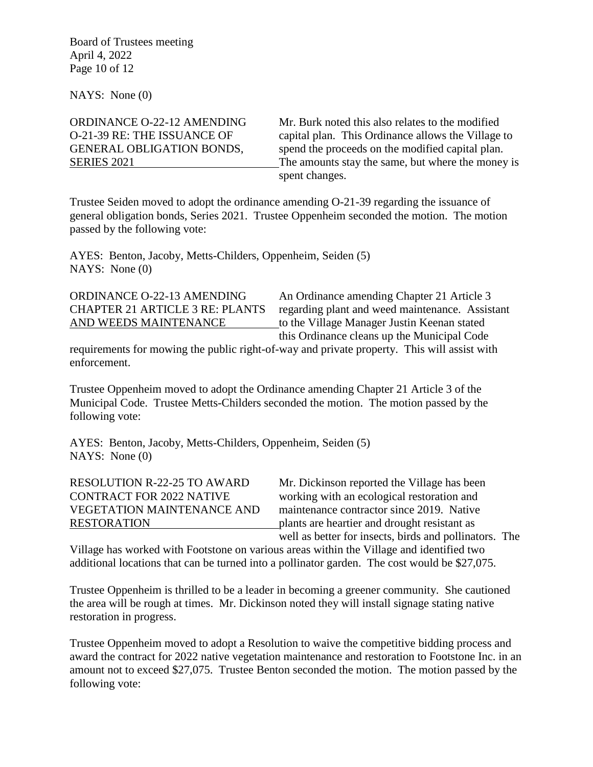NAYS: None (0)

**ORDINANCE O-22-12 AMENDING O-21-39 RE: THE ISSUANCE OF GENERAL OBLIGATION BONDS, SERIES 2021**

Mr. Burk noted this also relates to the modified capital plan. This Ordinance allows the Village to spend the proceeds on the modified capital plan. The amounts stay the same, but where the money is spent changes.

Trustee Seiden moved to adopt the ordinance amending O-21-39 regarding the issuance of general obligation bonds, Series 2021. Trustee Oppenheim seconded the motion. The motion passed by the following vote:

AYES: Benton, Jacoby, Metts-Childers, Oppenheim, Seiden (5)
NAYS: None (0)

**ORDINANCE O-22-13 AMENDING CHAPTER 21 ARTICLE 3 RE: PLANTS AND WEEDS MAINTENANCE**

An Ordinance amending Chapter 21 Article 3 regarding plant and weed maintenance. Assistant to the Village Manager Justin Keenan stated this Ordinance cleans up the Municipal Code requirements for mowing the public right-of-way and private property. This will assist with enforcement.

Trustee Oppenheim moved to adopt the Ordinance amending Chapter 21 Article 3 of the Municipal Code. Trustee Metts-Childers seconded the motion. The motion passed by the following vote:

AYES: Benton, Jacoby, Metts-Childers, Oppenheim, Seiden (5)
NAYS: None (0)

**RESOLUTION R-22-25 TO AWARD CONTRACT FOR 2022 NATIVE VEGETATION MAINTENANCE AND RESTORATION**

Mr. Dickinson reported the Village has been working with an ecological restoration and maintenance contractor since 2019. Native plants are heartier and drought resistant as well as better for insects, birds and pollinators. The Village has worked with Footstone on various areas within the Village and identified two additional locations that can be turned into a pollinator garden. The cost would be $27,075.

Trustee Oppenheim is thrilled to be a leader in becoming a greener community. She cautioned the area will be rough at times. Mr. Dickinson noted they will install signage stating native restoration in progress.

Trustee Oppenheim moved to adopt a Resolution to waive the competitive bidding process and award the contract for 2022 native vegetation maintenance and restoration to Footstone Inc. in an amount not to exceed $27,075. Trustee Benton seconded the motion. The motion passed by the following vote: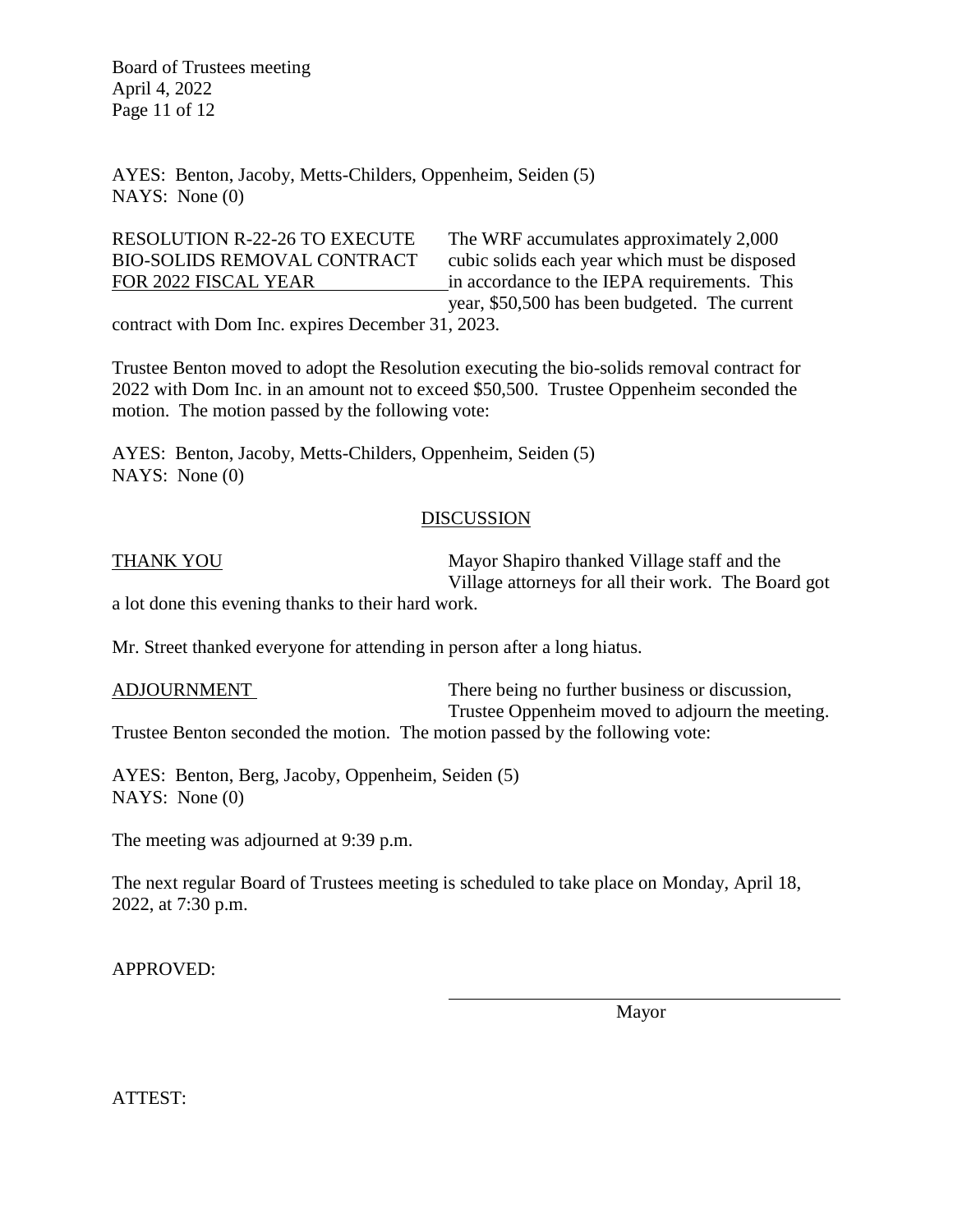AYES: Benton, Jacoby, Metts-Childers, Oppenheim, Seiden (5)
NAYS: None (0)

RESOLUTION R-22-26 TO EXECUTE BIO-SOLIDS REMOVAL CONTRACT FOR 2022 FISCAL YEAR

The WRF accumulates approximately 2,000 cubic solids each year which must be disposed in accordance to the IEPA requirements. This year, $50,500 has been budgeted. The current contract with Dom Inc. expires December 31, 2023.

Trustee Benton moved to adopt the Resolution executing the bio-solids removal contract for 2022 with Dom Inc. in an amount not to exceed $50,500. Trustee Oppenheim seconded the motion. The motion passed by the following vote:

AYES: Benton, Jacoby, Metts-Childers, Oppenheim, Seiden (5)
NAYS: None (0)

## DISCUSSION

THANK YOU

Mayor Shapiro thanked Village staff and the Village attorneys for all their work. The Board got a lot done this evening thanks to their hard work.

Mr. Street thanked everyone for attending in person after a long hiatus.

ADJOURNMENT

There being no further business or discussion, Trustee Oppenheim moved to adjourn the meeting. Trustee Benton seconded the motion. The motion passed by the following vote:

AYES: Benton, Berg, Jacoby, Oppenheim, Seiden (5)
NAYS: None (0)

The meeting was adjourned at 9:39 p.m.

The next regular Board of Trustees meeting is scheduled to take place on Monday, April 18, 2022, at 7:30 p.m.

APPROVED:

\_\_\_\_\_\_\_\_\_\_\_\_\_\_\_\_\_\_\_\_\_\_\_\_\_\_\_\_\_\_\_\_\_\_\_\_
Mayor

ATTEST: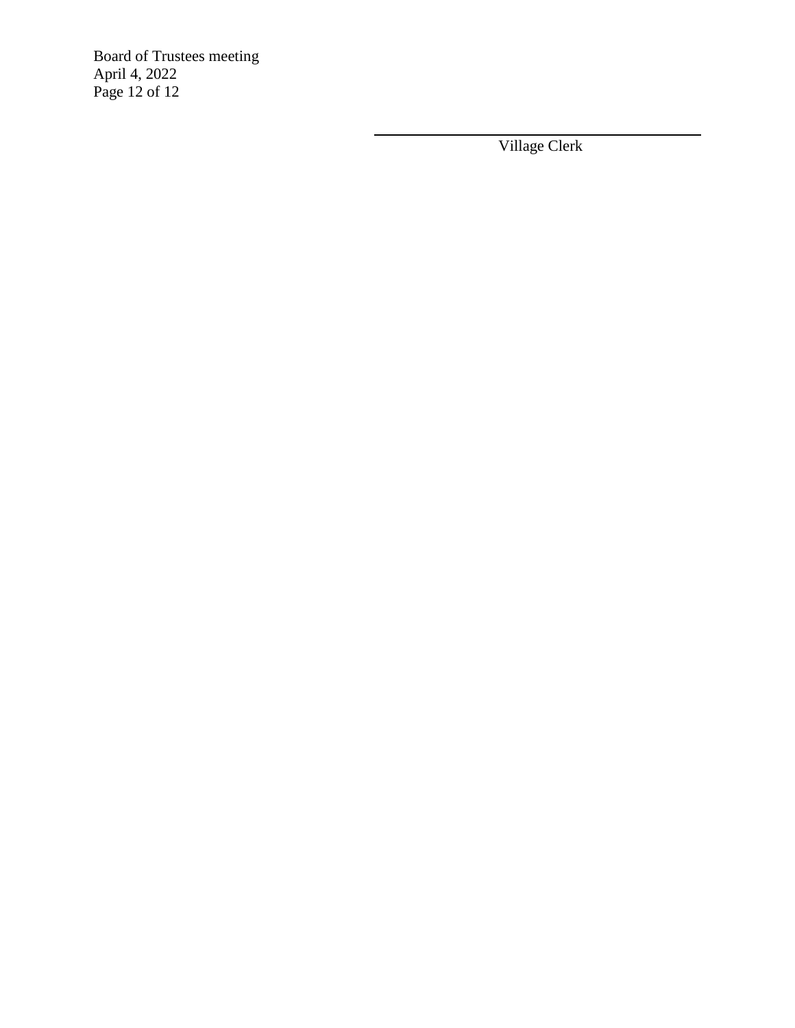\_\_\_\_\_\_\_\_\_\_\_\_\_\_\_\_\_\_\_\_\_\_\_\_\_\_\_\_\_\_\_\_\_\_\_\_\_\_

Village Clerk